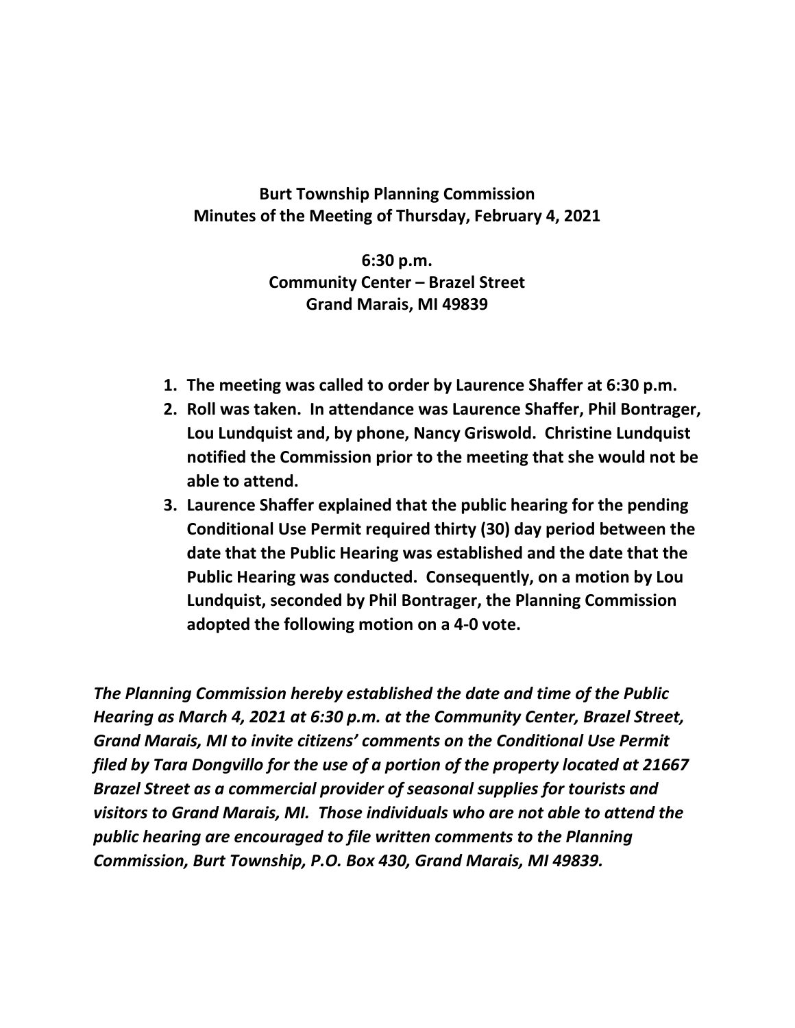**Burt Township Planning Commission**
**Minutes of the Meeting of Thursday, February 4, 2021**

**6:30 p.m.**
**Community Center – Brazel Street**
**Grand Marais, MI 49839**

1. **The meeting was called to order by Laurence Shaffer at 6:30 p.m.**
2. **Roll was taken. In attendance was Laurence Shaffer, Phil Bontrager, Lou Lundquist and, by phone, Nancy Griswold. Christine Lundquist notified the Commission prior to the meeting that she would not be able to attend.**
3. **Laurence Shaffer explained that the public hearing for the pending Conditional Use Permit required thirty (30) day period between the date that the Public Hearing was established and the date that the Public Hearing was conducted. Consequently, on a motion by Lou Lundquist, seconded by Phil Bontrager, the Planning Commission adopted the following motion on a 4-0 vote.**

***The Planning Commission hereby established the date and time of the Public Hearing as March 4, 2021 at 6:30 p.m. at the Community Center, Brazel Street, Grand Marais, MI to invite citizens' comments on the Conditional Use Permit filed by Tara Dongvillo for the use of a portion of the property located at 21667 Brazel Street as a commercial provider of seasonal supplies for tourists and visitors to Grand Marais, MI. Those individuals who are not able to attend the public hearing are encouraged to file written comments to the Planning Commission, Burt Township, P.O. Box 430, Grand Marais, MI 49839.***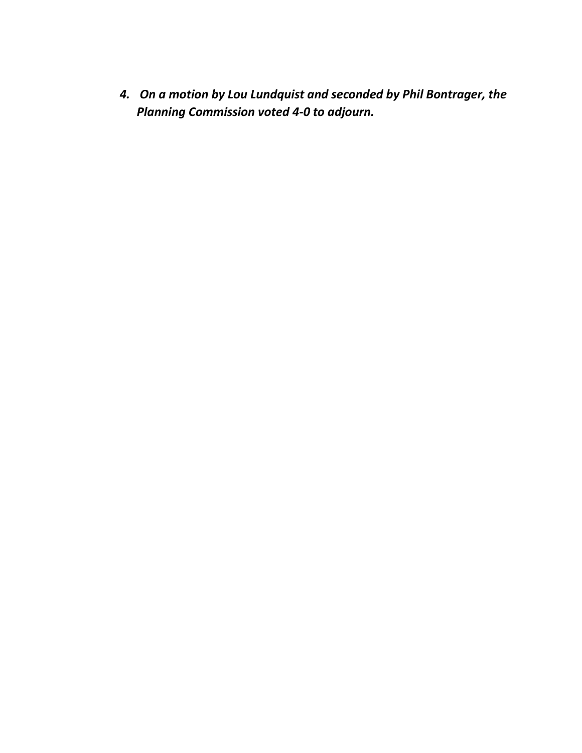4. ***On a motion by Lou Lundquist and seconded by Phil Bontrager, the Planning Commission voted 4-0 to adjourn.***